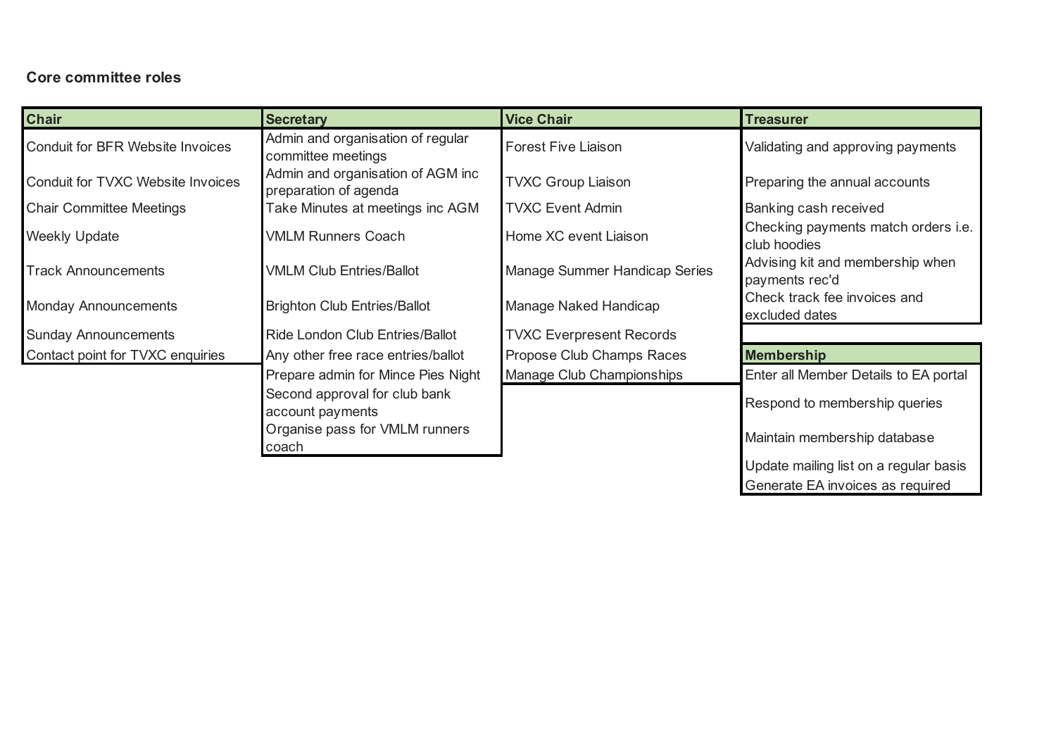**Core committee roles**

| Chair | Secretary | Vice Chair | Treasurer |
|---|---|---|---|
| Conduit for BFR Website Invoices | Admin and organisation of regular committee meetings | Forest Five Liaison | Validating and approving payments |
| Conduit for TVXC Website Invoices | Admin and organisation of AGM inc preparation of agenda | TVXC Group Liaison | Preparing the annual accounts |
| Chair Committee Meetings | Take Minutes at meetings inc AGM | TVXC Event Admin | Banking cash received |
| Weekly Update | VMLM Runners Coach | Home XC event Liaison | Checking payments match orders i.e. club hoodies |
| Track Announcements | VMLM Club Entries/Ballot | Manage Summer Handicap Series | Advising kit and membership when payments rec'd |
| Monday Announcements | Brighton Club Entries/Ballot | Manage Naked Handicap | Check track fee invoices and excluded dates |
| Sunday Announcements | Ride London Club Entries/Ballot | TVXC Everpresent Records | |
| Contact point for TVXC enquiries | Any other free race entries/ballot | Propose Club Champs Races | |
| | Prepare admin for Mince Pies Night | Manage Club Championships | |
| | Second approval for club bank account payments | | |
| | Organise pass for VMLM runners coach | | |

| Membership |
|---|
| Enter all Member Details to EA portal |
| Respond to membership queries |
| Maintain membership database |
| Update mailing list on a regular basis |
| Generate EA invoices as required |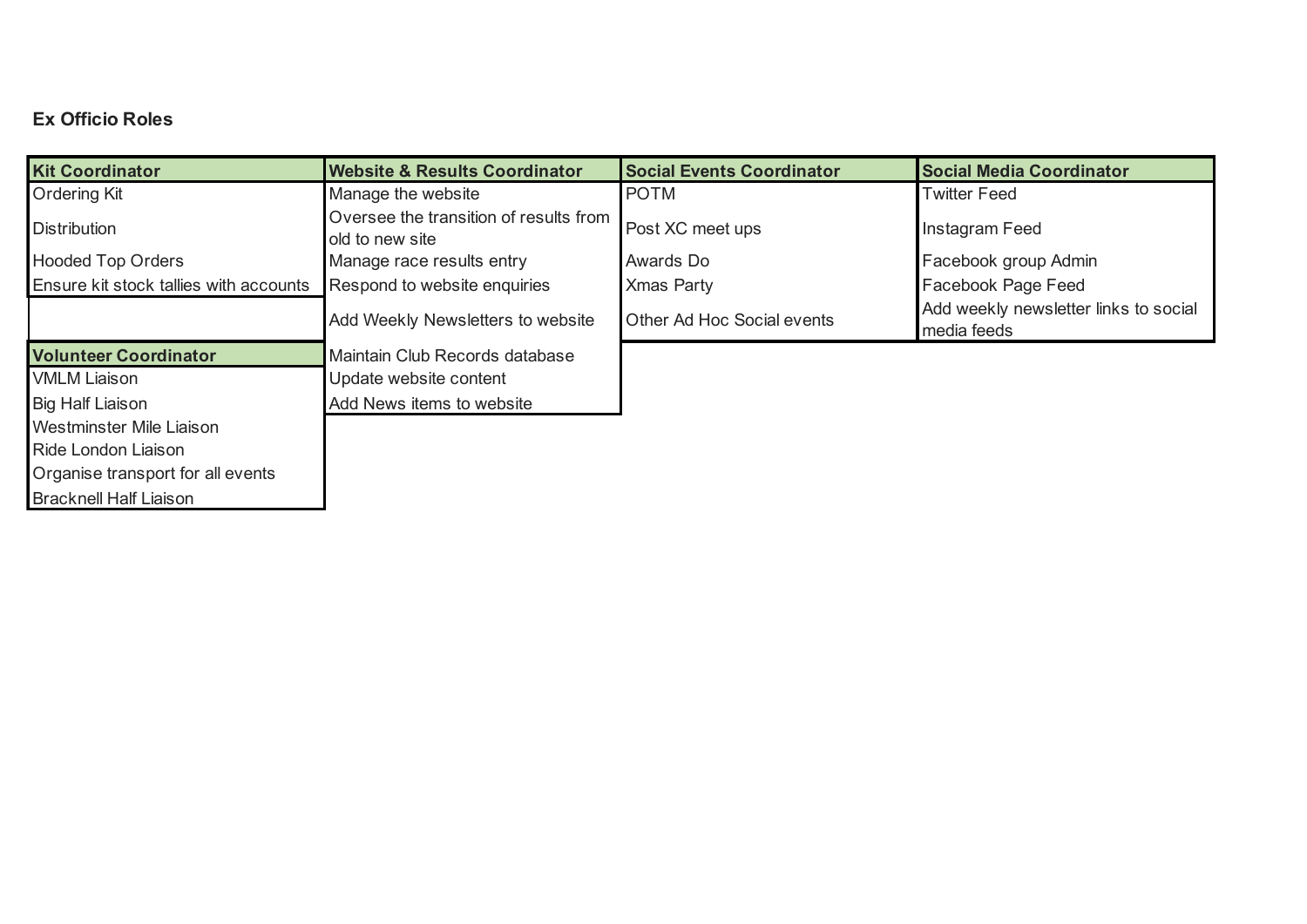## Ex Officio Roles

| Kit Coordinator | Website & Results Coordinator | Social Events Coordinator | Social Media Coordinator |
|---|---|---|---|
| Ordering Kit | Manage the website | POTM | Twitter Feed |
| Distribution | Oversee the transition of results from old to new site | Post XC meet ups | Instagram Feed |
| Hooded Top Orders | Manage race results entry | Awards Do | Facebook group Admin |
| Ensure kit stock tallies with accounts | Respond to website enquiries | Xmas Party | Facebook Page Feed |
| | Add Weekly Newsletters to website | Other Ad Hoc Social events | Add weekly newsletter links to social media feeds |
| **Volunteer Coordinator** | Maintain Club Records database | | |
| VMLM Liaison | Update website content | | |
| Big Half Liaison | Add News items to website | | |
| Westminster Mile Liaison | | | |
| Ride London Liaison | | | |
| Organise transport for all events | | | |
| Bracknell Half Liaison | | | |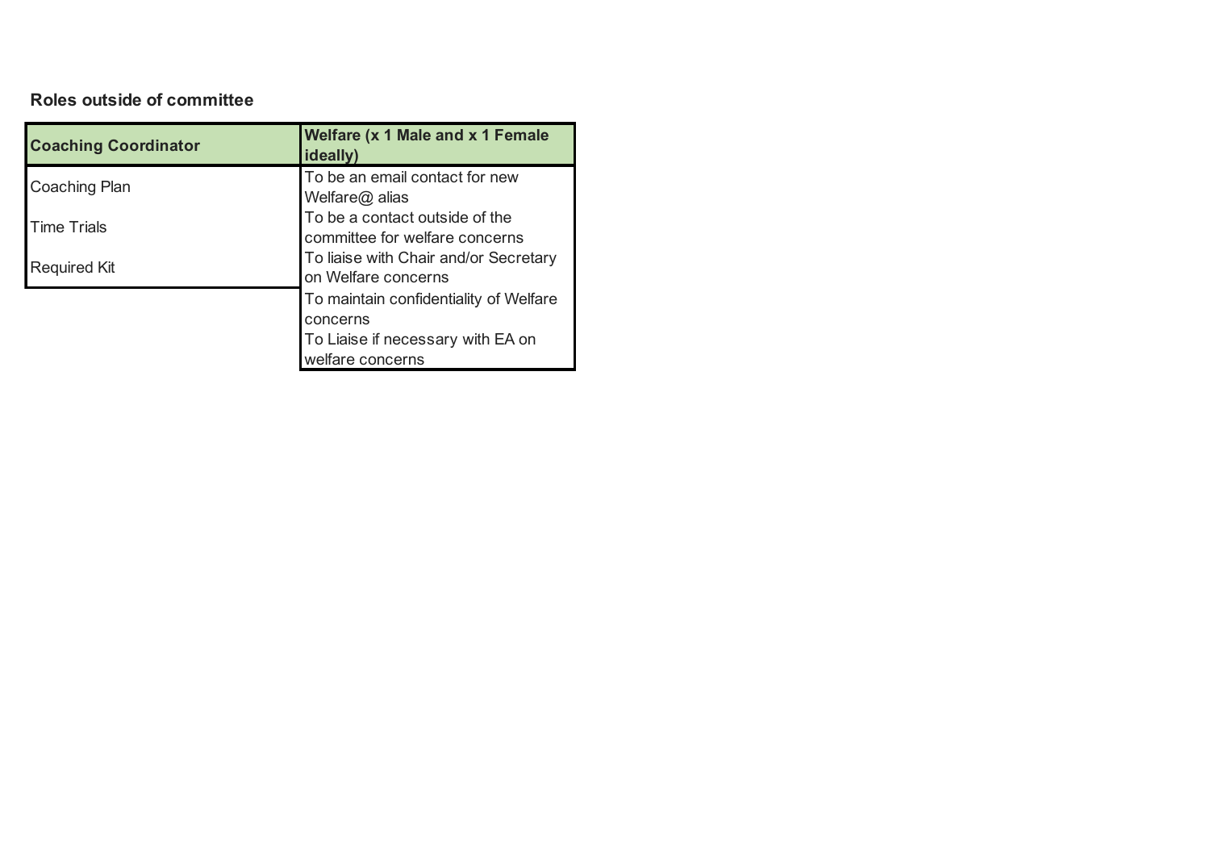**Roles outside of committee**

| Coaching Coordinator | Welfare (x 1 Male and x 1 Female ideally) |
| --- | --- |
| Coaching Plan | To be an email contact for new Welfare@ alias |
| Time Trials | To be a contact outside of the committee for welfare concerns |
| Required Kit | To liaise with Chair and/or Secretary on Welfare concerns |
| | To maintain confidentiality of Welfare concerns |
| | To Liaise if necessary with EA on welfare concerns |